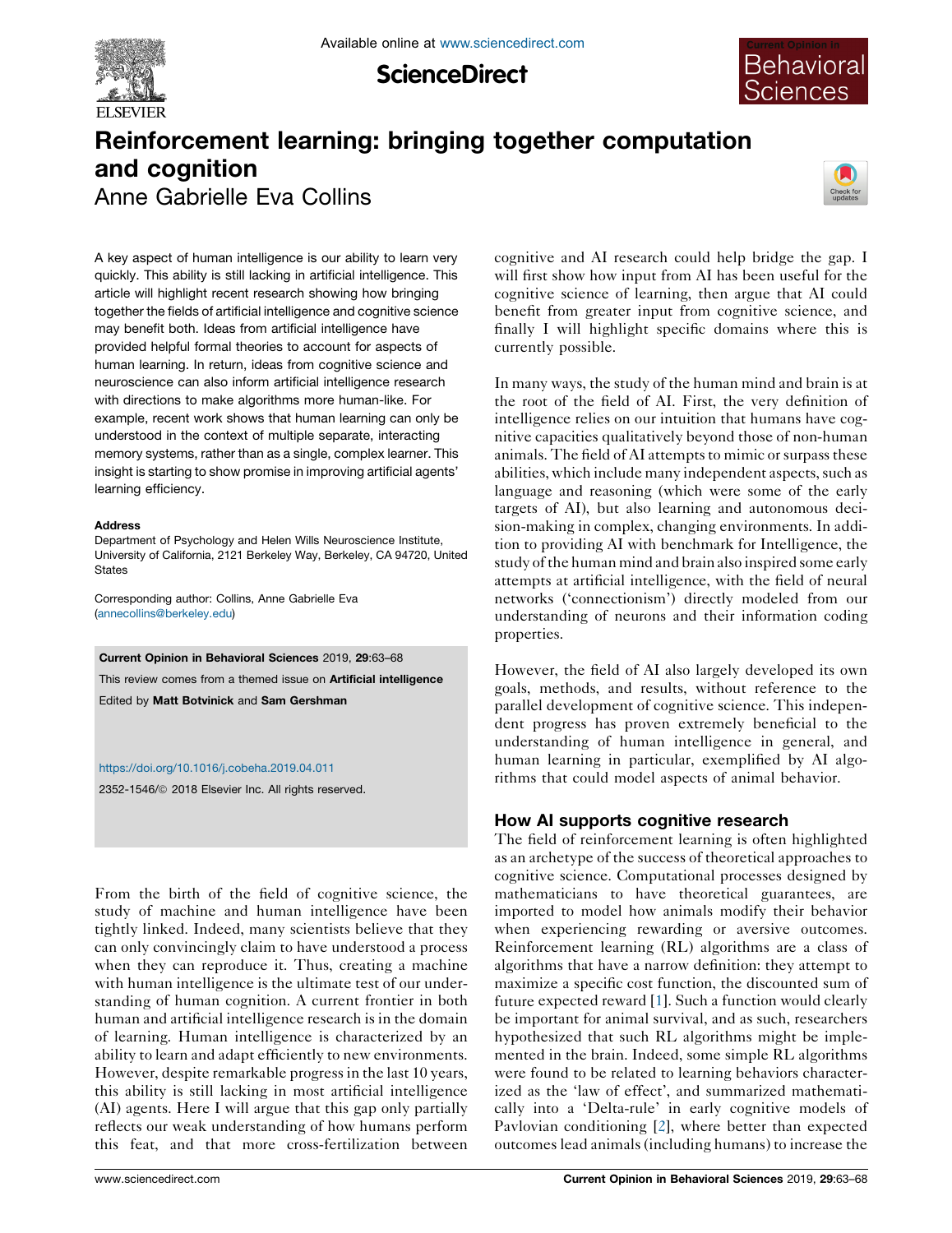# Reinforcement learning: bringing together computation and cognition

Anne Gabrielle Eva Collins

A key aspect of human intelligence is our ability to learn very quickly. This ability is still lacking in artificial intelligence. This article will highlight recent research showing how bringing together the fields of artificial intelligence and cognitive science may benefit both. Ideas from artificial intelligence have provided helpful formal theories to account for aspects of human learning. In return, ideas from cognitive science and neuroscience can also inform artificial intelligence research with directions to make algorithms more human-like. For example, recent work shows that human learning can only be understood in the context of multiple separate, interacting memory systems, rather than as a single, complex learner. This insight is starting to show promise in improving artificial agents' learning efficiency.

**Address**

Department of Psychology and Helen Wills Neuroscience Institute, University of California, 2121 Berkeley Way, Berkeley, CA 94720, United States

Corresponding author: Collins, Anne Gabrielle Eva (annecollins@berkeley.edu)

**Current Opinion in Behavioral Sciences** 2019, **29**:63–68

This review comes from a themed issue on **Artificial intelligence**

Edited by **Matt Botvinick** and **Sam Gershman**

https://doi.org/10.1016/j.cobeha.2019.04.011

2352-1546/© 2018 Elsevier Inc. All rights reserved.

From the birth of the field of cognitive science, the study of machine and human intelligence have been tightly linked. Indeed, many scientists believe that they can only convincingly claim to have understood a process when they can reproduce it. Thus, creating a machine with human intelligence is the ultimate test of our understanding of human cognition. A current frontier in both human and artificial intelligence research is in the domain of learning. Human intelligence is characterized by an ability to learn and adapt efficiently to new environments. However, despite remarkable progress in the last 10 years, this ability is still lacking in most artificial intelligence (AI) agents. Here I will argue that this gap only partially reflects our weak understanding of how humans perform this feat, and that more cross-fertilization between cognitive and AI research could help bridge the gap. I will first show how input from AI has been useful for the cognitive science of learning, then argue that AI could benefit from greater input from cognitive science, and finally I will highlight specific domains where this is currently possible.

In many ways, the study of the human mind and brain is at the root of the field of AI. First, the very definition of intelligence relies on our intuition that humans have cognitive capacities qualitatively beyond those of non-human animals. The field of AI attempts to mimic or surpass these abilities, which include many independent aspects, such as language and reasoning (which were some of the early targets of AI), but also learning and autonomous decision-making in complex, changing environments. In addition to providing AI with benchmark for Intelligence, the study of the human mind and brain also inspired some early attempts at artificial intelligence, with the field of neural networks ('connectionism') directly modeled from our understanding of neurons and their information coding properties.

However, the field of AI also largely developed its own goals, methods, and results, without reference to the parallel development of cognitive science. This independent progress has proven extremely beneficial to the understanding of human intelligence in general, and human learning in particular, exemplified by AI algorithms that could model aspects of animal behavior.

## How AI supports cognitive research

The field of reinforcement learning is often highlighted as an archetype of the success of theoretical approaches to cognitive science. Computational processes designed by mathematicians to have theoretical guarantees, are imported to model how animals modify their behavior when experiencing rewarding or aversive outcomes. Reinforcement learning (RL) algorithms are a class of algorithms that have a narrow definition: they attempt to maximize a specific cost function, the discounted sum of future expected reward [1]. Such a function would clearly be important for animal survival, and as such, researchers hypothesized that such RL algorithms might be implemented in the brain. Indeed, some simple RL algorithms were found to be related to learning behaviors characterized as the 'law of effect', and summarized mathematically into a 'Delta-rule' in early cognitive models of Pavlovian conditioning [2], where better than expected outcomes lead animals (including humans) to increase the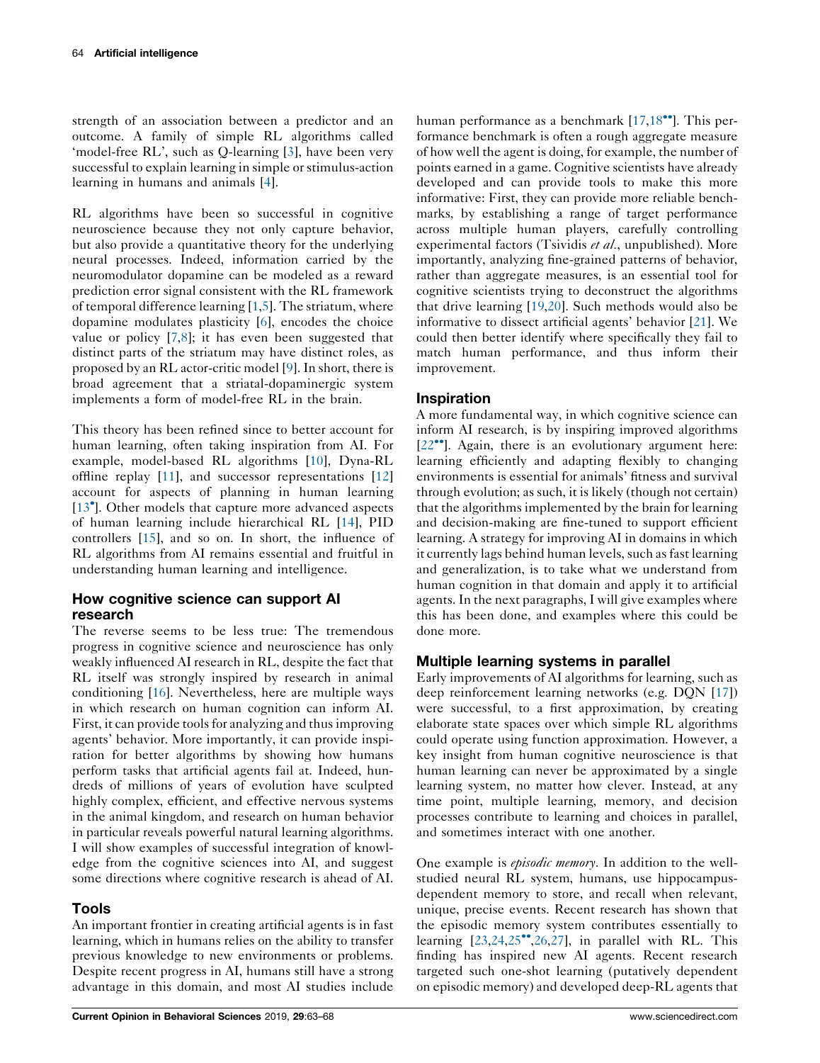strength of an association between a predictor and an outcome. A family of simple RL algorithms called 'model-free RL', such as Q-learning [3], have been very successful to explain learning in simple or stimulus-action learning in humans and animals [4].

RL algorithms have been so successful in cognitive neuroscience because they not only capture behavior, but also provide a quantitative theory for the underlying neural processes. Indeed, information carried by the neuromodulator dopamine can be modeled as a reward prediction error signal consistent with the RL framework of temporal difference learning [1,5]. The striatum, where dopamine modulates plasticity [6], encodes the choice value or policy [7,8]; it has even been suggested that distinct parts of the striatum may have distinct roles, as proposed by an RL actor-critic model [9]. In short, there is broad agreement that a striatal-dopaminergic system implements a form of model-free RL in the brain.

This theory has been refined since to better account for human learning, often taking inspiration from AI. For example, model-based RL algorithms [10], Dyna-RL offline replay [11], and successor representations [12] account for aspects of planning in human learning [13•]. Other models that capture more advanced aspects of human learning include hierarchical RL [14], PID controllers [15], and so on. In short, the influence of RL algorithms from AI remains essential and fruitful in understanding human learning and intelligence.

## How cognitive science can support AI research

The reverse seems to be less true: The tremendous progress in cognitive science and neuroscience has only weakly influenced AI research in RL, despite the fact that RL itself was strongly inspired by research in animal conditioning [16]. Nevertheless, here are multiple ways in which research on human cognition can inform AI. First, it can provide tools for analyzing and thus improving agents' behavior. More importantly, it can provide inspiration for better algorithms by showing how humans perform tasks that artificial agents fail at. Indeed, hundreds of millions of years of evolution have sculpted highly complex, efficient, and effective nervous systems in the animal kingdom, and research on human behavior in particular reveals powerful natural learning algorithms. I will show examples of successful integration of knowledge from the cognitive sciences into AI, and suggest some directions where cognitive research is ahead of AI.

## Tools

An important frontier in creating artificial agents is in fast learning, which in humans relies on the ability to transfer previous knowledge to new environments or problems. Despite recent progress in AI, humans still have a strong advantage in this domain, and most AI studies include human performance as a benchmark [17,18••]. This performance benchmark is often a rough aggregate measure of how well the agent is doing, for example, the number of points earned in a game. Cognitive scientists have already developed and can provide tools to make this more informative: First, they can provide more reliable benchmarks, by establishing a range of target performance across multiple human players, carefully controlling experimental factors (Tsividis *et al.*, unpublished). More importantly, analyzing fine-grained patterns of behavior, rather than aggregate measures, is an essential tool for cognitive scientists trying to deconstruct the algorithms that drive learning [19,20]. Such methods would also be informative to dissect artificial agents' behavior [21]. We could then better identify where specifically they fail to match human performance, and thus inform their improvement.

## Inspiration

A more fundamental way, in which cognitive science can inform AI research, is by inspiring improved algorithms [22••]. Again, there is an evolutionary argument here: learning efficiently and adapting flexibly to changing environments is essential for animals' fitness and survival through evolution; as such, it is likely (though not certain) that the algorithms implemented by the brain for learning and decision-making are fine-tuned to support efficient learning. A strategy for improving AI in domains in which it currently lags behind human levels, such as fast learning and generalization, is to take what we understand from human cognition in that domain and apply it to artificial agents. In the next paragraphs, I will give examples where this has been done, and examples where this could be done more.

## Multiple learning systems in parallel

Early improvements of AI algorithms for learning, such as deep reinforcement learning networks (e.g. DQN [17]) were successful, to a first approximation, by creating elaborate state spaces over which simple RL algorithms could operate using function approximation. However, a key insight from human cognitive neuroscience is that human learning can never be approximated by a single learning system, no matter how clever. Instead, at any time point, multiple learning, memory, and decision processes contribute to learning and choices in parallel, and sometimes interact with one another.

One example is *episodic memory*. In addition to the well-studied neural RL system, humans, use hippocampus-dependent memory to store, and recall when relevant, unique, precise events. Recent research has shown that the episodic memory system contributes essentially to learning [23,24,25••,26,27], in parallel with RL. This finding has inspired new AI agents. Recent research targeted such one-shot learning (putatively dependent on episodic memory) and developed deep-RL agents that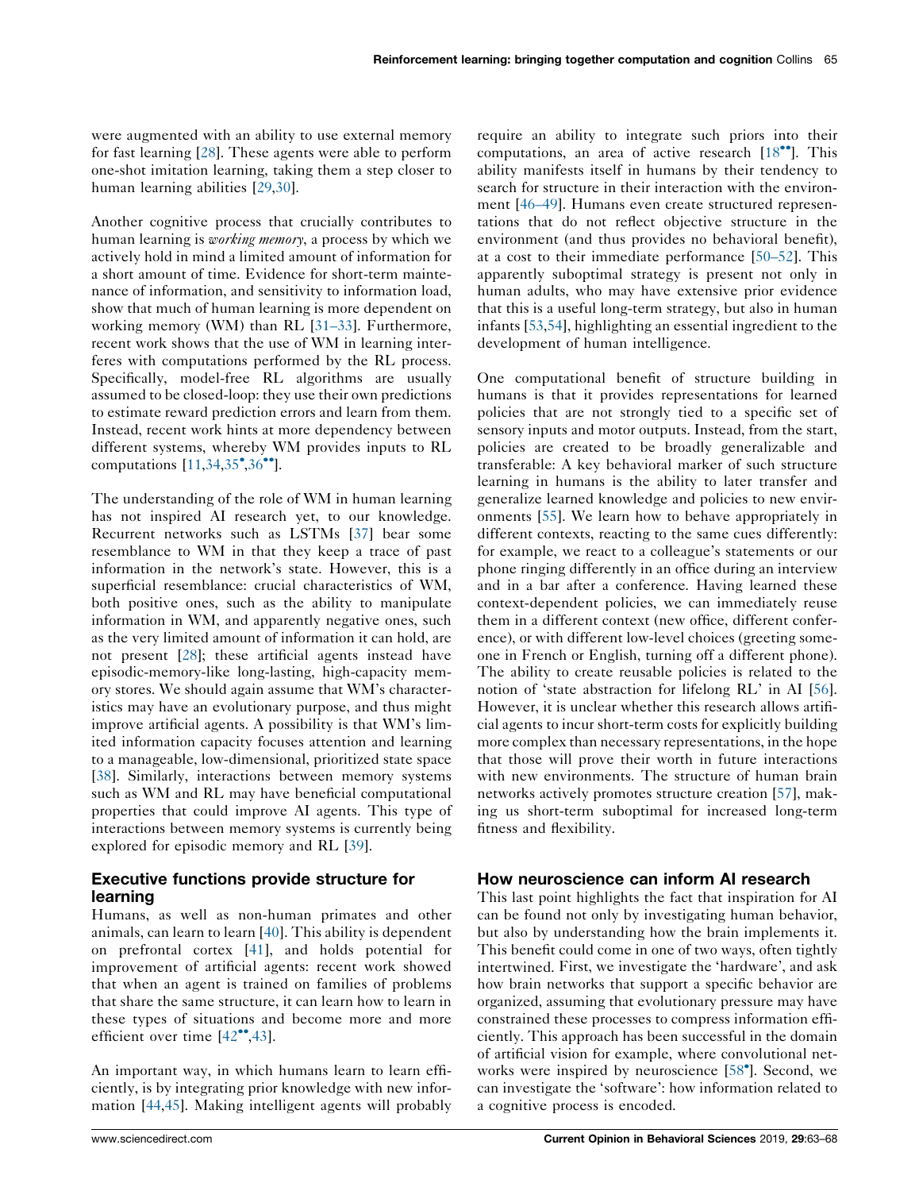were augmented with an ability to use external memory for fast learning [28]. These agents were able to perform one-shot imitation learning, taking them a step closer to human learning abilities [29,30].

Another cognitive process that crucially contributes to human learning is *working memory*, a process by which we actively hold in mind a limited amount of information for a short amount of time. Evidence for short-term maintenance of information, and sensitivity to information load, show that much of human learning is more dependent on working memory (WM) than RL [31–33]. Furthermore, recent work shows that the use of WM in learning interferes with computations performed by the RL process. Specifically, model-free RL algorithms are usually assumed to be closed-loop: they use their own predictions to estimate reward prediction errors and learn from them. Instead, recent work hints at more dependency between different systems, whereby WM provides inputs to RL computations [11,34,35•,36••].

The understanding of the role of WM in human learning has not inspired AI research yet, to our knowledge. Recurrent networks such as LSTMs [37] bear some resemblance to WM in that they keep a trace of past information in the network's state. However, this is a superficial resemblance: crucial characteristics of WM, both positive ones, such as the ability to manipulate information in WM, and apparently negative ones, such as the very limited amount of information it can hold, are not present [28]; these artificial agents instead have episodic-memory-like long-lasting, high-capacity memory stores. We should again assume that WM's characteristics may have an evolutionary purpose, and thus might improve artificial agents. A possibility is that WM's limited information capacity focuses attention and learning to a manageable, low-dimensional, prioritized state space [38]. Similarly, interactions between memory systems such as WM and RL may have beneficial computational properties that could improve AI agents. This type of interactions between memory systems is currently being explored for episodic memory and RL [39].

## Executive functions provide structure for learning

Humans, as well as non-human primates and other animals, can learn to learn [40]. This ability is dependent on prefrontal cortex [41], and holds potential for improvement of artificial agents: recent work showed that when an agent is trained on families of problems that share the same structure, it can learn how to learn in these types of situations and become more and more efficient over time [42••,43].

An important way, in which humans learn to learn efficiently, is by integrating prior knowledge with new information [44,45]. Making intelligent agents will probably require an ability to integrate such priors into their computations, an area of active research [18••]. This ability manifests itself in humans by their tendency to search for structure in their interaction with the environment [46–49]. Humans even create structured representations that do not reflect objective structure in the environment (and thus provides no behavioral benefit), at a cost to their immediate performance [50–52]. This apparently suboptimal strategy is present not only in human adults, who may have extensive prior evidence that this is a useful long-term strategy, but also in human infants [53,54], highlighting an essential ingredient to the development of human intelligence.

One computational benefit of structure building in humans is that it provides representations for learned policies that are not strongly tied to a specific set of sensory inputs and motor outputs. Instead, from the start, policies are created to be broadly generalizable and transferable: A key behavioral marker of such structure learning in humans is the ability to later transfer and generalize learned knowledge and policies to new environments [55]. We learn how to behave appropriately in different contexts, reacting to the same cues differently: for example, we react to a colleague's statements or our phone ringing differently in an office during an interview and in a bar after a conference. Having learned these context-dependent policies, we can immediately reuse them in a different context (new office, different conference), or with different low-level choices (greeting someone in French or English, turning off a different phone). The ability to create reusable policies is related to the notion of 'state abstraction for lifelong RL' in AI [56]. However, it is unclear whether this research allows artificial agents to incur short-term costs for explicitly building more complex than necessary representations, in the hope that those will prove their worth in future interactions with new environments. The structure of human brain networks actively promotes structure creation [57], making us short-term suboptimal for increased long-term fitness and flexibility.

## How neuroscience can inform AI research

This last point highlights the fact that inspiration for AI can be found not only by investigating human behavior, but also by understanding how the brain implements it. This benefit could come in one of two ways, often tightly intertwined. First, we investigate the 'hardware', and ask how brain networks that support a specific behavior are organized, assuming that evolutionary pressure may have constrained these processes to compress information efficiently. This approach has been successful in the domain of artificial vision for example, where convolutional networks were inspired by neuroscience [58•]. Second, we can investigate the 'software': how information related to a cognitive process is encoded.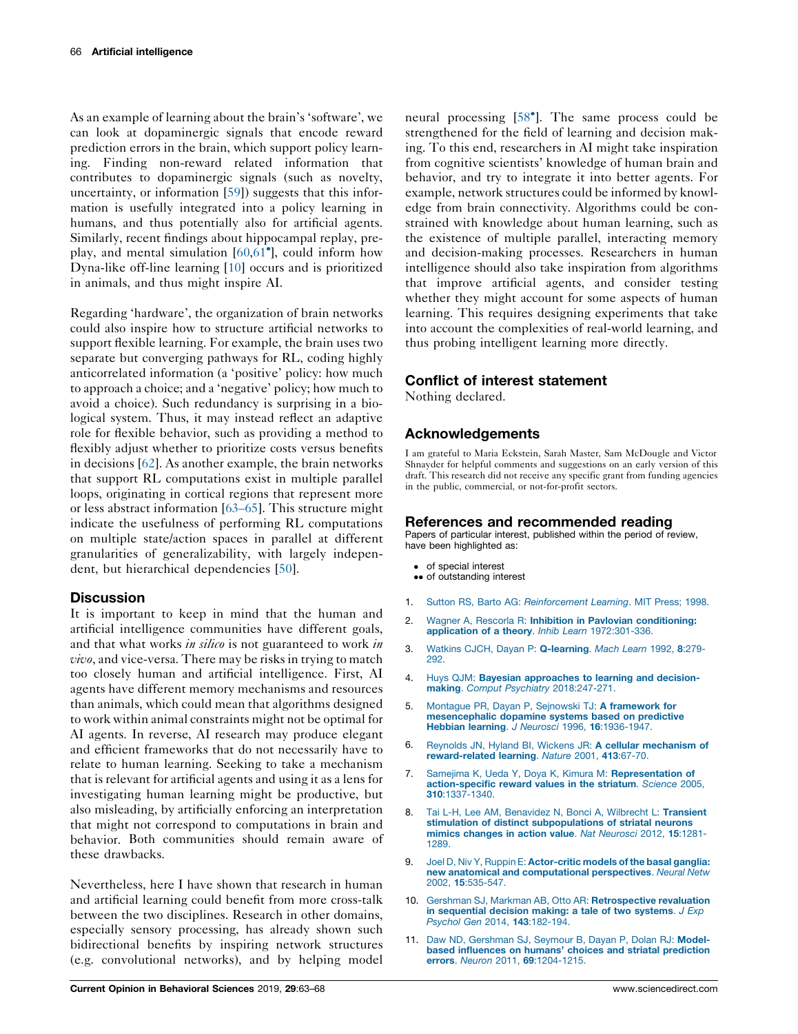As an example of learning about the brain's 'software', we can look at dopaminergic signals that encode reward prediction errors in the brain, which support policy learning. Finding non-reward related information that contributes to dopaminergic signals (such as novelty, uncertainty, or information [59]) suggests that this information is usefully integrated into a policy learning in humans, and thus potentially also for artificial agents. Similarly, recent findings about hippocampal replay, preplay, and mental simulation [60,61•], could inform how Dyna-like off-line learning [10] occurs and is prioritized in animals, and thus might inspire AI.

Regarding 'hardware', the organization of brain networks could also inspire how to structure artificial networks to support flexible learning. For example, the brain uses two separate but converging pathways for RL, coding highly anticorrelated information (a 'positive' policy: how much to approach a choice; and a 'negative' policy; how much to avoid a choice). Such redundancy is surprising in a biological system. Thus, it may instead reflect an adaptive role for flexible behavior, such as providing a method to flexibly adjust whether to prioritize costs versus benefits in decisions [62]. As another example, the brain networks that support RL computations exist in multiple parallel loops, originating in cortical regions that represent more or less abstract information [63–65]. This structure might indicate the usefulness of performing RL computations on multiple state/action spaces in parallel at different granularities of generalizability, with largely independent, but hierarchical dependencies [50].

## Discussion

It is important to keep in mind that the human and artificial intelligence communities have different goals, and that what works *in silico* is not guaranteed to work *in vivo*, and vice-versa. There may be risks in trying to match too closely human and artificial intelligence. First, AI agents have different memory mechanisms and resources than animals, which could mean that algorithms designed to work within animal constraints might not be optimal for AI agents. In reverse, AI research may produce elegant and efficient frameworks that do not necessarily have to relate to human learning. Seeking to take a mechanism that is relevant for artificial agents and using it as a lens for investigating human learning might be productive, but also misleading, by artificially enforcing an interpretation that might not correspond to computations in brain and behavior. Both communities should remain aware of these drawbacks.

Nevertheless, here I have shown that research in human and artificial learning could benefit from more cross-talk between the two disciplines. Research in other domains, especially sensory processing, has already shown such bidirectional benefits by inspiring network structures (e.g. convolutional networks), and by helping model neural processing [58•]. The same process could be strengthened for the field of learning and decision making. To this end, researchers in AI might take inspiration from cognitive scientists' knowledge of human brain and behavior, and try to integrate it into better agents. For example, network structures could be informed by knowledge from brain connectivity. Algorithms could be constrained with knowledge about human learning, such as the existence of multiple parallel, interacting memory and decision-making processes. Researchers in human intelligence should also take inspiration from algorithms that improve artificial agents, and consider testing whether they might account for some aspects of human learning. This requires designing experiments that take into account the complexities of real-world learning, and thus probing intelligent learning more directly.

## Conflict of interest statement

Nothing declared.

## Acknowledgements

I am grateful to Maria Eckstein, Sarah Master, Sam McDougle and Victor Shnayder for helpful comments and suggestions on an early version of this draft. This research did not receive any specific grant from funding agencies in the public, commercial, or not-for-profit sectors.

## References and recommended reading

Papers of particular interest, published within the period of review, have been highlighted as:

- • of special interest
- •• of outstanding interest

1. Sutton RS, Barto AG: *Reinforcement Learning*. MIT Press; 1998.
2. Wagner A, Rescorla R: **Inhibition in Pavlovian conditioning: application of a theory**. *Inhib Learn* 1972:301-336.
3. Watkins CJCH, Dayan P: **Q-learning**. *Mach Learn* 1992, **8**:279-292.
4. Huys QJM: **Bayesian approaches to learning and decision-making**. *Comput Psychiatry* 2018:247-271.
5. Montague PR, Dayan P, Sejnowski TJ: **A framework for mesencephalic dopamine systems based on predictive Hebbian learning**. *J Neurosci* 1996, **16**:1936-1947.
6. Reynolds JN, Hyland BI, Wickens JR: **A cellular mechanism of reward-related learning**. *Nature* 2001, **413**:67-70.
7. Samejima K, Ueda Y, Doya K, Kimura M: **Representation of action-specific reward values in the striatum**. *Science* 2005, **310**:1337-1340.
8. Tai L-H, Lee AM, Benavidez N, Bonci A, Wilbrecht L: **Transient stimulation of distinct subpopulations of striatal neurons mimics changes in action value**. *Nat Neurosci* 2012, **15**:1281-1289.
9. Joel D, Niv Y, Ruppin E: **Actor-critic models of the basal ganglia: new anatomical and computational perspectives**. *Neural Netw* 2002, **15**:535-547.
10. Gershman SJ, Markman AB, Otto AR: **Retrospective revaluation in sequential decision making: a tale of two systems**. *J Exp Psychol Gen* 2014, **143**:182-194.
11. Daw ND, Gershman SJ, Seymour B, Dayan P, Dolan RJ: **Model-based influences on humans' choices and striatal prediction errors**. *Neuron* 2011, **69**:1204-1215.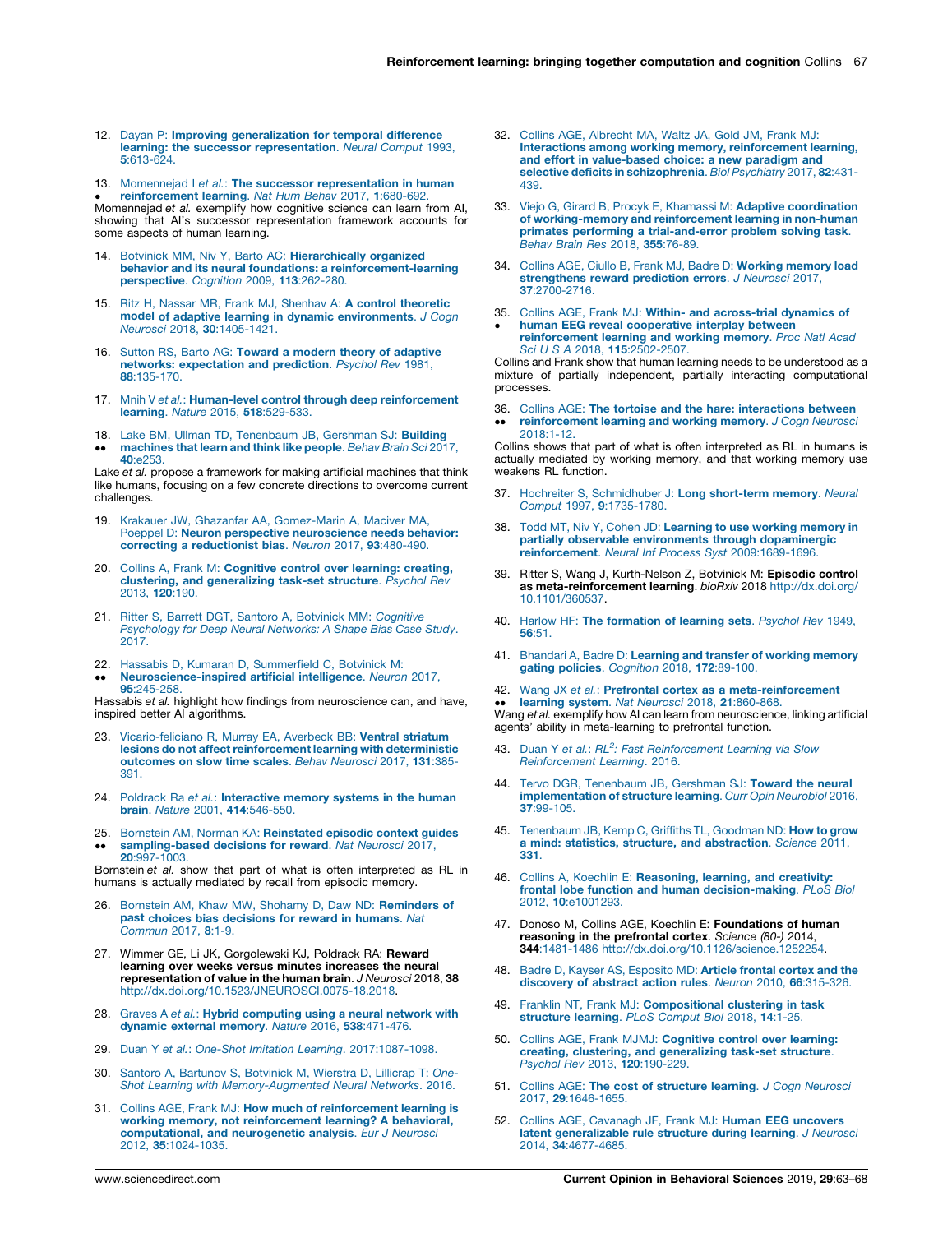12. Dayan P: **Improving generalization for temporal difference learning: the successor representation**. *Neural Comput* 1993, **5**:613-624.

13. • Momennejad I *et al.*: **The successor representation in human reinforcement learning**. *Nat Hum Behav* 2017, **1**:680-692.
Momennejad *et al.* exemplify how cognitive science can learn from AI, showing that AI's successor representation framework accounts for some aspects of human learning.

14. Botvinick MM, Niv Y, Barto AC: **Hierarchically organized behavior and its neural foundations: a reinforcement-learning perspective**. *Cognition* 2009, **113**:262-280.

15. Ritz H, Nassar MR, Frank MJ, Shenhav A: **A control theoretic model of adaptive learning in dynamic environments**. *J Cogn Neurosci* 2018, **30**:1405-1421.

16. Sutton RS, Barto AG: **Toward a modern theory of adaptive networks: expectation and prediction**. *Psychol Rev* 1981, **88**:135-170.

17. Mnih V *et al.*: **Human-level control through deep reinforcement learning**. *Nature* 2015, **518**:529-533.

18. •• Lake BM, Ullman TD, Tenenbaum JB, Gershman SJ: **Building machines that learn and think like people**. *Behav Brain Sci* 2017, **40**:e253.
Lake *et al.* propose a framework for making artificial machines that think like humans, focusing on a few concrete directions to overcome current challenges.

19. Krakauer JW, Ghazanfar AA, Gomez-Marin A, Maciver MA, Poeppel D: **Neuron perspective neuroscience needs behavior: correcting a reductionist bias**. *Neuron* 2017, **93**:480-490.

20. Collins A, Frank M: **Cognitive control over learning: creating, clustering, and generalizing task-set structure**. *Psychol Rev* 2013, **120**:190.

21. Ritter S, Barrett DGT, Santoro A, Botvinick MM: *Cognitive Psychology for Deep Neural Networks: A Shape Bias Case Study*. 2017.

22. •• Hassabis D, Kumaran D, Summerfield C, Botvinick M: **Neuroscience-inspired artificial intelligence**. *Neuron* 2017, **95**:245-258.
Hassabis *et al.* highlight how findings from neuroscience can, and have, inspired better AI algorithms.

23. Vicario-feliciano R, Murray EA, Averbeck BB: **Ventral striatum lesions do not affect reinforcement learning with deterministic outcomes on slow time scales**. *Behav Neurosci* 2017, **131**:385-391.

24. Poldrack Ra *et al.*: **Interactive memory systems in the human brain**. *Nature* 2001, **414**:546-550.

25. •• Bornstein AM, Norman KA: **Reinstated episodic context guides sampling-based decisions for reward**. *Nat Neurosci* 2017, **20**:997-1003.
Bornstein *et al.* show that part of what is often interpreted as RL in humans is actually mediated by recall from episodic memory.

26. Bornstein AM, Khaw MW, Shohamy D, Daw ND: **Reminders of past choices bias decisions for reward in humans**. *Nat Commun* 2017, **8**:1-9.

27. Wimmer GE, Li JK, Gorgolewski KJ, Poldrack RA: **Reward learning over weeks versus minutes increases the neural representation of value in the human brain**. *J Neurosci* 2018, **38** http://dx.doi.org/10.1523/JNEUROSCI.0075-18.2018.

28. Graves A *et al.*: **Hybrid computing using a neural network with dynamic external memory**. *Nature* 2016, **538**:471-476.

29. Duan Y *et al.*: *One-Shot Imitation Learning*. 2017:1087-1098.

30. Santoro A, Bartunov S, Botvinick M, Wierstra D, Lillicrap T: *One-Shot Learning with Memory-Augmented Neural Networks*. 2016.

31. Collins AGE, Frank MJ: **How much of reinforcement learning is working memory, not reinforcement learning? A behavioral, computational, and neurogenetic analysis**. *Eur J Neurosci* 2012, **35**:1024-1035.

32. Collins AGE, Albrecht MA, Waltz JA, Gold JM, Frank MJ: **Interactions among working memory, reinforcement learning, and effort in value-based choice: a new paradigm and selective deficits in schizophrenia**. *Biol Psychiatry* 2017, **82**:431-439.

33. Viejo G, Girard B, Procyk E, Khamassi M: **Adaptive coordination of working-memory and reinforcement learning in non-human primates performing a trial-and-error problem solving task**. *Behav Brain Res* 2018, **355**:76-89.

34. Collins AGE, Ciullo B, Frank MJ, Badre D: **Working memory load strengthens reward prediction errors**. *J Neurosci* 2017, **37**:2700-2716.

35. • Collins AGE, Frank MJ: **Within- and across-trial dynamics of human EEG reveal cooperative interplay between reinforcement learning and working memory**. *Proc Natl Acad Sci U S A* 2018, **115**:2502-2507.
Collins and Frank show that human learning needs to be understood as a mixture of partially independent, partially interacting computational processes.

36. •• Collins AGE: **The tortoise and the hare: interactions between reinforcement learning and working memory**. *J Cogn Neurosci* 2018:1-12.
Collins shows that part of what is often interpreted as RL in humans is actually mediated by working memory, and that working memory use weakens RL function.

37. Hochreiter S, Schmidhuber J: **Long short-term memory**. *Neural Comput* 1997, **9**:1735-1780.

38. Todd MT, Niv Y, Cohen JD: **Learning to use working memory in partially observable environments through dopaminergic reinforcement**. *Neural Inf Process Syst* 2009:1689-1696.

39. Ritter S, Wang J, Kurth-Nelson Z, Botvinick M: **Episodic control as meta-reinforcement learning**. *bioRxiv* 2018 http://dx.doi.org/10.1101/360537.

40. Harlow HF: **The formation of learning sets**. *Psychol Rev* 1949, **56**:51.

41. Bhandari A, Badre D: **Learning and transfer of working memory gating policies**. *Cognition* 2018, **172**:89-100.

42. •• Wang JX *et al.*: **Prefrontal cortex as a meta-reinforcement learning system**. *Nat Neurosci* 2018, **21**:860-868.
Wang *et al.* exemplify how AI can learn from neuroscience, linking artificial agents' ability in meta-learning to prefrontal function.

43. Duan Y *et al.*: *RL$^2$: Fast Reinforcement Learning via Slow Reinforcement Learning*. 2016.

44. Tervo DGR, Tenenbaum JB, Gershman SJ: **Toward the neural implementation of structure learning**. *Curr Opin Neurobiol* 2016, **37**:99-105.

45. Tenenbaum JB, Kemp C, Griffiths TL, Goodman ND: **How to grow a mind: statistics, structure, and abstraction**. *Science* 2011, **331**.

46. Collins A, Koechlin E: **Reasoning, learning, and creativity: frontal lobe function and human decision-making**. *PLoS Biol* 2012, **10**:e1001293.

47. Donoso M, Collins AGE, Koechlin E: **Foundations of human reasoning in the prefrontal cortex**. *Science (80-)* 2014, **344**:1481-1486 http://dx.doi.org/10.1126/science.1252254.

48. Badre D, Kayser AS, Esposito MD: **Article frontal cortex and the discovery of abstract action rules**. *Neuron* 2010, **66**:315-326.

49. Franklin NT, Frank MJ: **Compositional clustering in task structure learning**. *PLoS Comput Biol* 2018, **14**:1-25.

50. Collins AGE, Frank MJMJ: **Cognitive control over learning: creating, clustering, and generalizing task-set structure**. *Psychol Rev* 2013, **120**:190-229.

51. Collins AGE: **The cost of structure learning**. *J Cogn Neurosci* 2017, **29**:1646-1655.

52. Collins AGE, Cavanagh JF, Frank MJ: **Human EEG uncovers latent generalizable rule structure during learning**. *J Neurosci* 2014, **34**:4677-4685.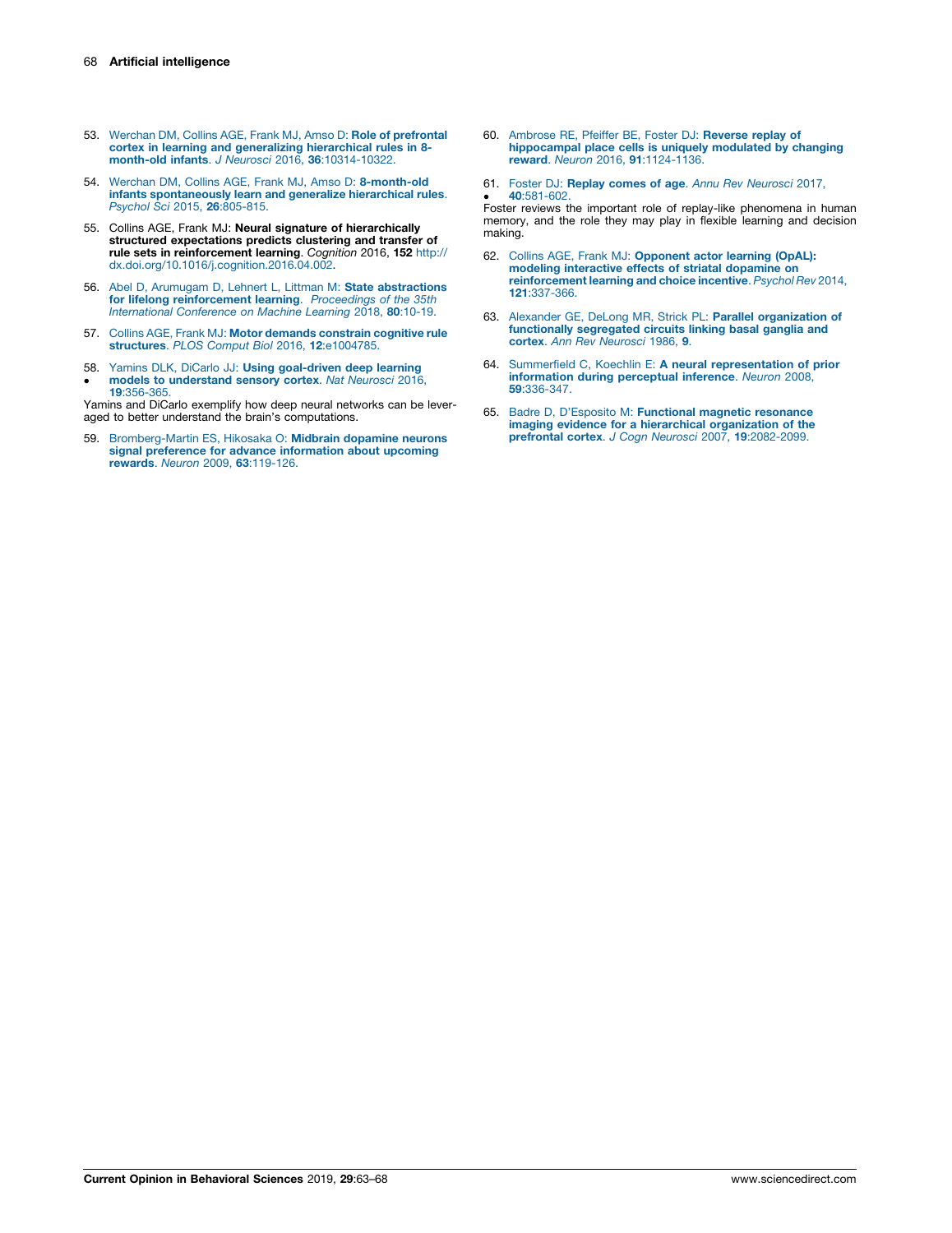53. Werchan DM, Collins AGE, Frank MJ, Amso D: **Role of prefrontal cortex in learning and generalizing hierarchical rules in 8-month-old infants**. *J Neurosci* 2016, **36**:10314-10322.

54. Werchan DM, Collins AGE, Frank MJ, Amso D: **8-month-old infants spontaneously learn and generalize hierarchical rules**. *Psychol Sci* 2015, **26**:805-815.

55. Collins AGE, Frank MJ: **Neural signature of hierarchically structured expectations predicts clustering and transfer of rule sets in reinforcement learning**. *Cognition* 2016, **152** http://dx.doi.org/10.1016/j.cognition.2016.04.002.

56. Abel D, Arumugam D, Lehnert L, Littman M: **State abstractions for lifelong reinforcement learning**. *Proceedings of the 35th International Conference on Machine Learning* 2018, **80**:10-19.

57. Collins AGE, Frank MJ: **Motor demands constrain cognitive rule structures**. *PLOS Comput Biol* 2016, **12**:e1004785.

58. • Yamins DLK, DiCarlo JJ: **Using goal-driven deep learning models to understand sensory cortex**. *Nat Neurosci* 2016, **19**:356-365.
Yamins and DiCarlo exemplify how deep neural networks can be leveraged to better understand the brain's computations.

59. Bromberg-Martin ES, Hikosaka O: **Midbrain dopamine neurons signal preference for advance information about upcoming rewards**. *Neuron* 2009, **63**:119-126.

60. Ambrose RE, Pfeiffer BE, Foster DJ: **Reverse replay of hippocampal place cells is uniquely modulated by changing reward**. *Neuron* 2016, **91**:1124-1136.

61. • Foster DJ: **Replay comes of age**. *Annu Rev Neurosci* 2017, **40**:581-602.
Foster reviews the important role of replay-like phenomena in human memory, and the role they may play in flexible learning and decision making.

62. Collins AGE, Frank MJ: **Opponent actor learning (OpAL): modeling interactive effects of striatal dopamine on reinforcement learning and choice incentive**. *Psychol Rev* 2014, **121**:337-366.

63. Alexander GE, DeLong MR, Strick PL: **Parallel organization of functionally segregated circuits linking basal ganglia and cortex**. *Ann Rev Neurosci* 1986, **9**.

64. Summerfield C, Koechlin E: **A neural representation of prior information during perceptual inference**. *Neuron* 2008, **59**:336-347.

65. Badre D, D'Esposito M: **Functional magnetic resonance imaging evidence for a hierarchical organization of the prefrontal cortex**. *J Cogn Neurosci* 2007, **19**:2082-2099.